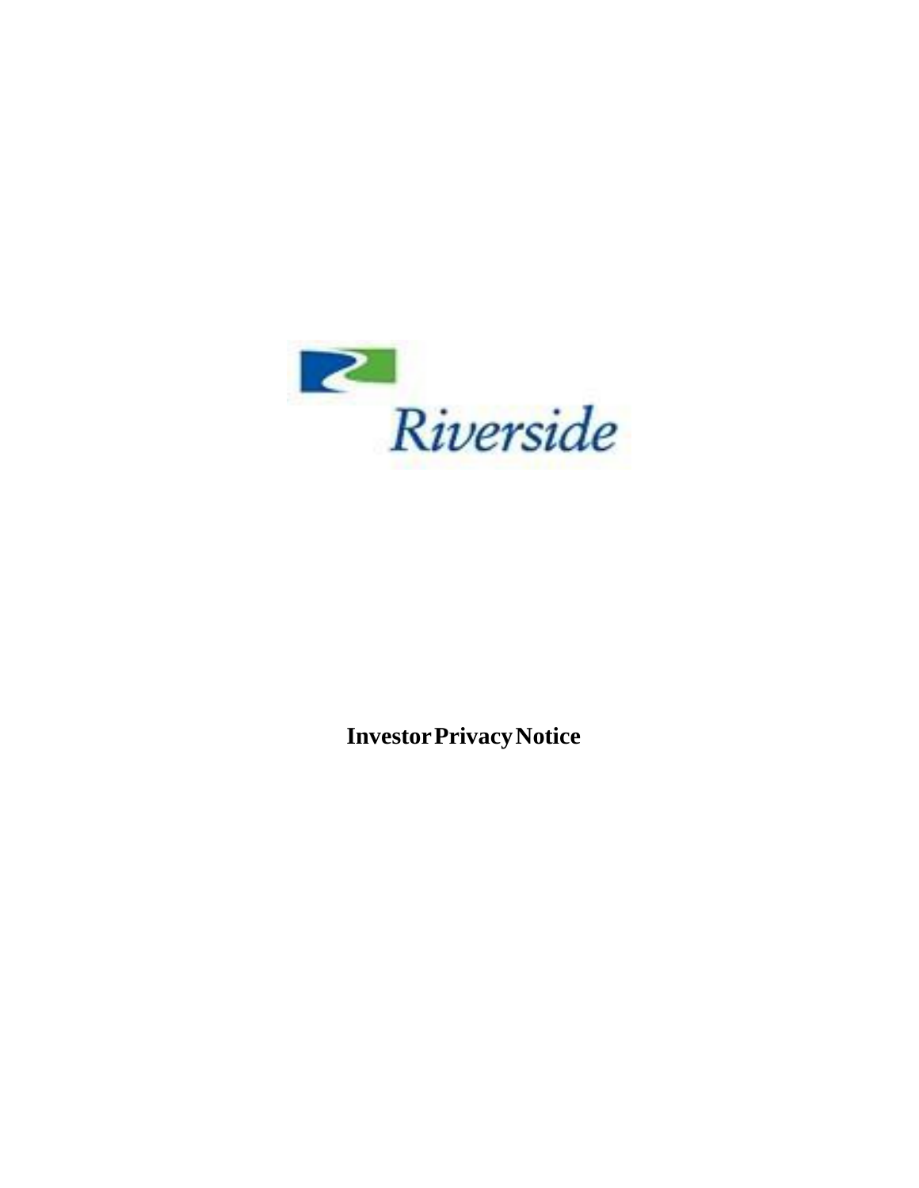Riverside

# Investor Privacy Notice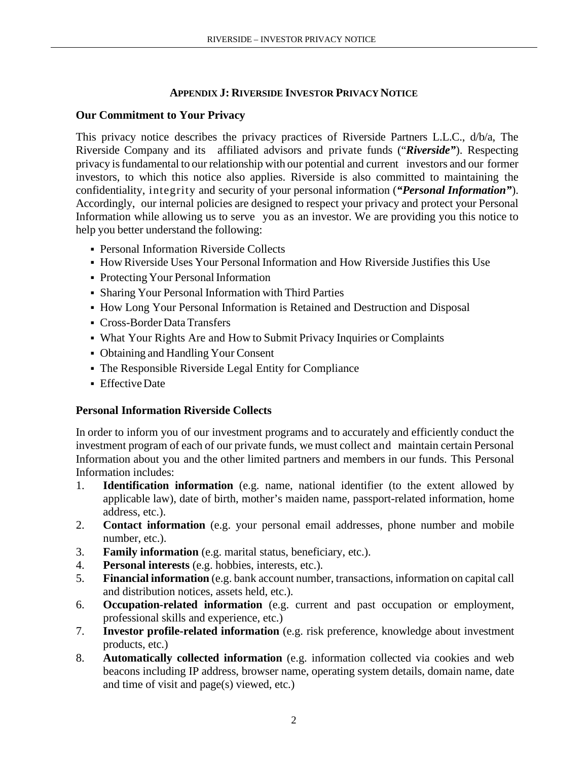## APPENDIX J: RIVERSIDE INVESTOR PRIVACY NOTICE

### Our Commitment to Your Privacy

This privacy notice describes the privacy practices of Riverside Partners L.L.C., d/b/a, The Riverside Company and its affiliated advisors and private funds ("***Riverside***"). Respecting privacy is fundamental to our relationship with our potential and current investors and our former investors, to which this notice also applies. Riverside is also committed to maintaining the confidentiality, integrity and security of your personal information (***"Personal Information"***). Accordingly, our internal policies are designed to respect your privacy and protect your Personal Information while allowing us to serve you as an investor. We are providing you this notice to help you better understand the following:

- Personal Information Riverside Collects
- How Riverside Uses Your Personal Information and How Riverside Justifies this Use
- Protecting Your Personal Information
- Sharing Your Personal Information with Third Parties
- How Long Your Personal Information is Retained and Destruction and Disposal
- Cross-Border Data Transfers
- What Your Rights Are and How to Submit Privacy Inquiries or Complaints
- Obtaining and Handling Your Consent
- The Responsible Riverside Legal Entity for Compliance
- Effective Date

### Personal Information Riverside Collects

In order to inform you of our investment programs and to accurately and efficiently conduct the investment program of each of our private funds, we must collect and maintain certain Personal Information about you and the other limited partners and members in our funds. This Personal Information includes:

1. **Identification information** (e.g. name, national identifier (to the extent allowed by applicable law), date of birth, mother's maiden name, passport-related information, home address, etc.).
2. **Contact information** (e.g. your personal email addresses, phone number and mobile number, etc.).
3. **Family information** (e.g. marital status, beneficiary, etc.).
4. **Personal interests** (e.g. hobbies, interests, etc.).
5. **Financial information** (e.g. bank account number, transactions, information on capital call and distribution notices, assets held, etc.).
6. **Occupation-related information** (e.g. current and past occupation or employment, professional skills and experience, etc.)
7. **Investor profile-related information** (e.g. risk preference, knowledge about investment products, etc.)
8. **Automatically collected information** (e.g. information collected via cookies and web beacons including IP address, browser name, operating system details, domain name, date and time of visit and page(s) viewed, etc.)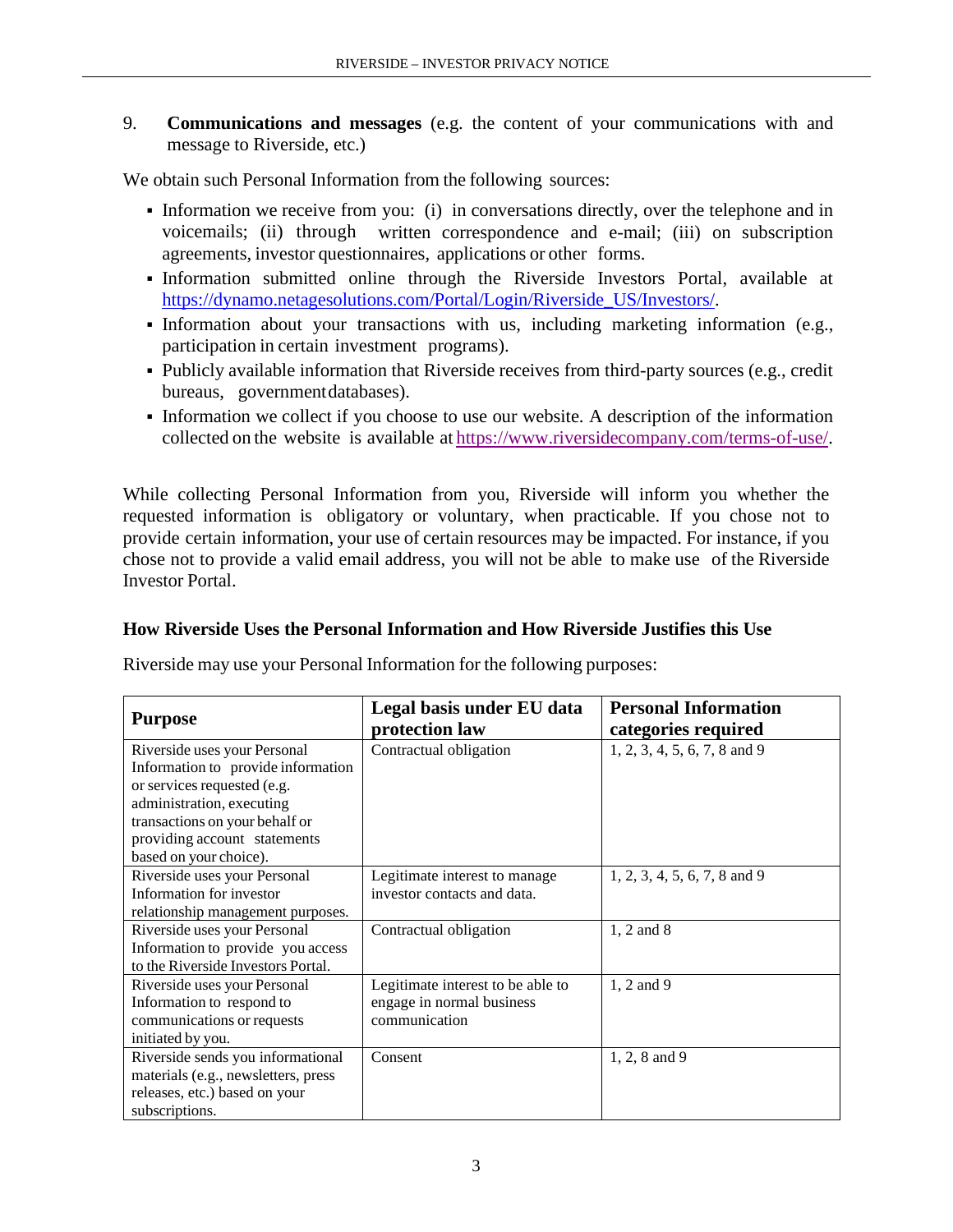9. **Communications and messages** (e.g. the content of your communications with and message to Riverside, etc.)

We obtain such Personal Information from the following sources:

- Information we receive from you: (i) in conversations directly, over the telephone and in voicemails; (ii) through written correspondence and e-mail; (iii) on subscription agreements, investor questionnaires, applications or other forms.
- Information submitted online through the Riverside Investors Portal, available at https://dynamo.netagesolutions.com/Portal/Login/Riverside_US/Investors/.
- Information about your transactions with us, including marketing information (e.g., participation in certain investment programs).
- Publicly available information that Riverside receives from third-party sources (e.g., credit bureaus, government databases).
- Information we collect if you choose to use our website. A description of the information collected on the website is available at https://www.riversidecompany.com/terms-of-use/.

While collecting Personal Information from you, Riverside will inform you whether the requested information is obligatory or voluntary, when practicable. If you chose not to provide certain information, your use of certain resources may be impacted. For instance, if you chose not to provide a valid email address, you will not be able to make use of the Riverside Investor Portal.

### How Riverside Uses the Personal Information and How Riverside Justifies this Use

Riverside may use your Personal Information for the following purposes:

| Purpose | Legal basis under EU data protection law | Personal Information categories required |
|---|---|---|
| Riverside uses your Personal Information to provide information or services requested (e.g. administration, executing transactions on your behalf or providing account statements based on your choice). | Contractual obligation | 1, 2, 3, 4, 5, 6, 7, 8 and 9 |
| Riverside uses your Personal Information for investor relationship management purposes. | Legitimate interest to manage investor contacts and data. | 1, 2, 3, 4, 5, 6, 7, 8 and 9 |
| Riverside uses your Personal Information to provide you access to the Riverside Investors Portal. | Contractual obligation | 1, 2 and 8 |
| Riverside uses your Personal Information to respond to communications or requests initiated by you. | Legitimate interest to be able to engage in normal business communication | 1, 2 and 9 |
| Riverside sends you informational materials (e.g., newsletters, press releases, etc.) based on your subscriptions. | Consent | 1, 2, 8 and 9 |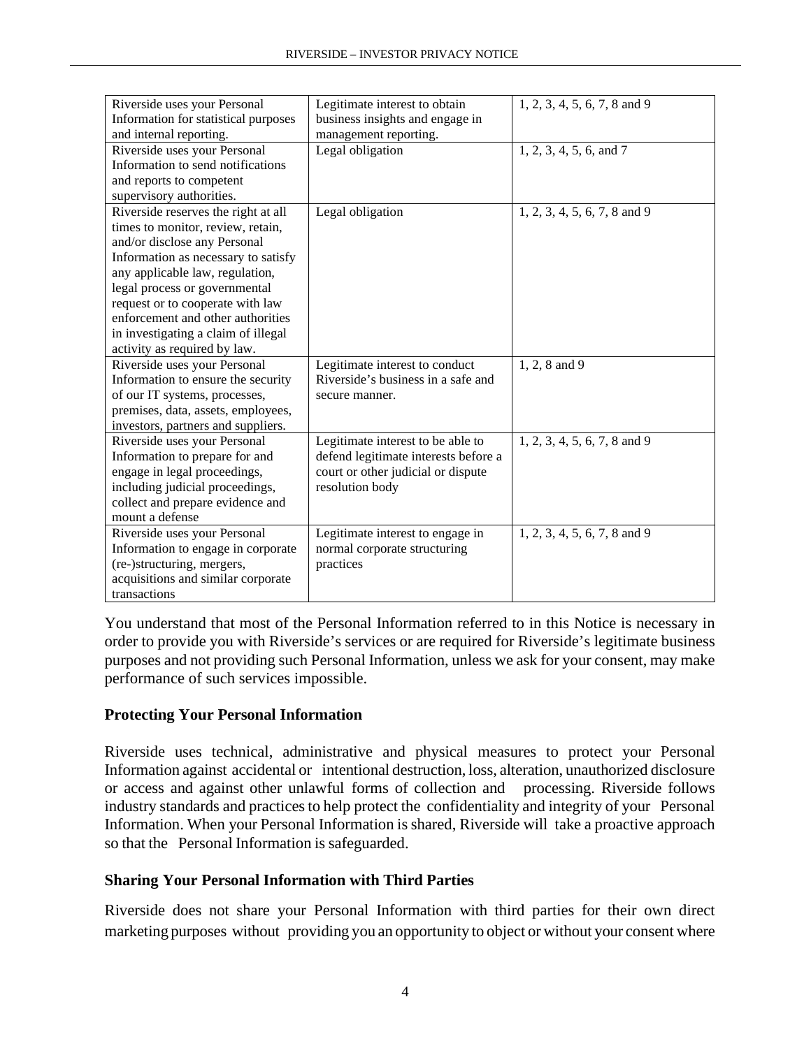| | | |
|---|---|---|
| Riverside uses your Personal Information for statistical purposes and internal reporting. | Legitimate interest to obtain business insights and engage in management reporting. | 1, 2, 3, 4, 5, 6, 7, 8 and 9 |
| Riverside uses your Personal Information to send notifications and reports to competent supervisory authorities. | Legal obligation | 1, 2, 3, 4, 5, 6, and 7 |
| Riverside reserves the right at all times to monitor, review, retain, and/or disclose any Personal Information as necessary to satisfy any applicable law, regulation, legal process or governmental request or to cooperate with law enforcement and other authorities in investigating a claim of illegal activity as required by law. | Legal obligation | 1, 2, 3, 4, 5, 6, 7, 8 and 9 |
| Riverside uses your Personal Information to ensure the security of our IT systems, processes, premises, data, assets, employees, investors, partners and suppliers. | Legitimate interest to conduct Riverside's business in a safe and secure manner. | 1, 2, 8 and 9 |
| Riverside uses your Personal Information to prepare for and engage in legal proceedings, including judicial proceedings, collect and prepare evidence and mount a defense | Legitimate interest to be able to defend legitimate interests before a court or other judicial or dispute resolution body | 1, 2, 3, 4, 5, 6, 7, 8 and 9 |
| Riverside uses your Personal Information to engage in corporate (re-)structuring, mergers, acquisitions and similar corporate transactions | Legitimate interest to engage in normal corporate structuring practices | 1, 2, 3, 4, 5, 6, 7, 8 and 9 |

You understand that most of the Personal Information referred to in this Notice is necessary in order to provide you with Riverside's services or are required for Riverside's legitimate business purposes and not providing such Personal Information, unless we ask for your consent, may make performance of such services impossible.

**Protecting Your Personal Information**

Riverside uses technical, administrative and physical measures to protect your Personal Information against accidental or intentional destruction, loss, alteration, unauthorized disclosure or access and against other unlawful forms of collection and processing. Riverside follows industry standards and practices to help protect the confidentiality and integrity of your Personal Information. When your Personal Information is shared, Riverside will take a proactive approach so that the Personal Information is safeguarded.

**Sharing Your Personal Information with Third Parties**

Riverside does not share your Personal Information with third parties for their own direct marketing purposes without providing you an opportunity to object or without your consent where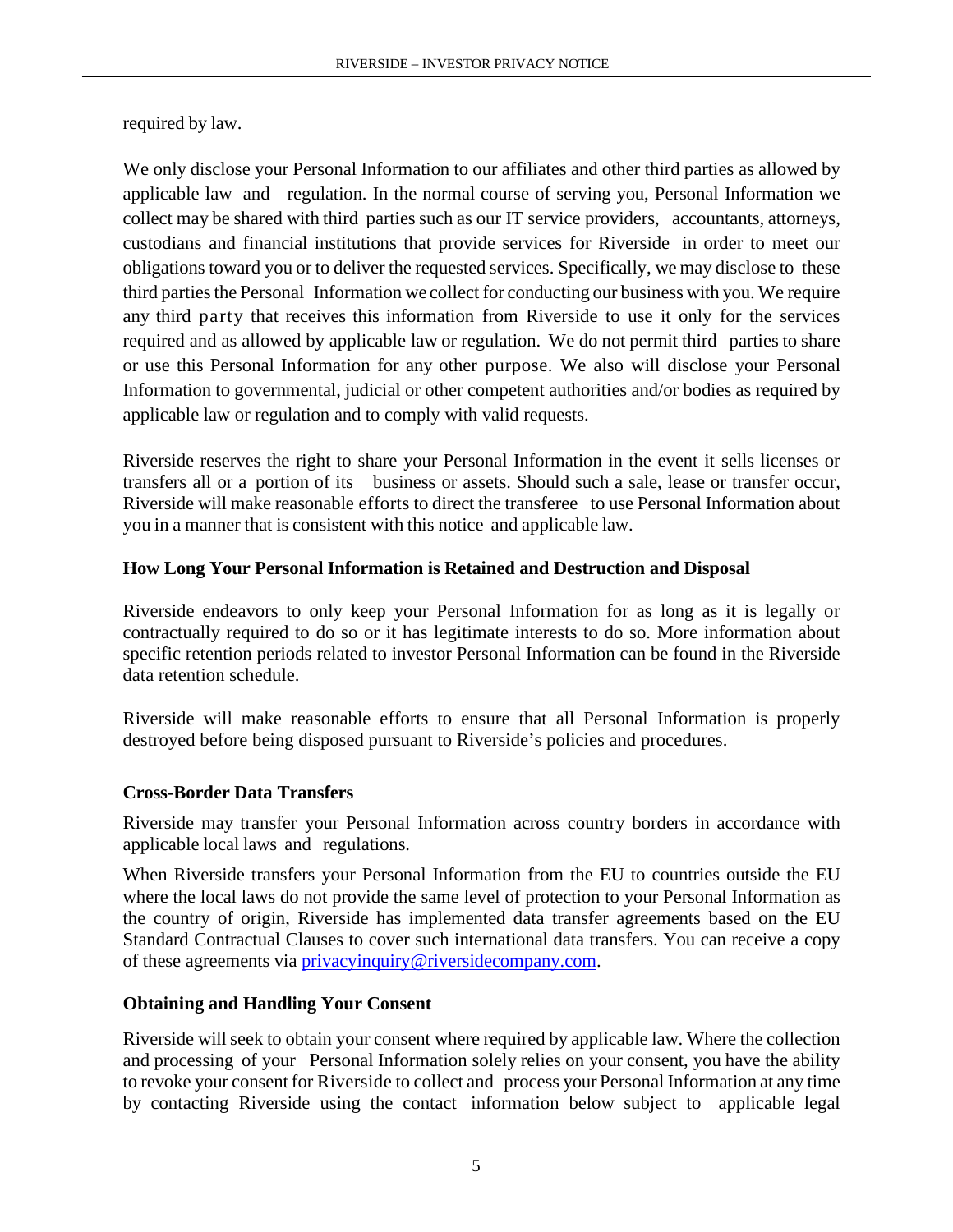required by law.

We only disclose your Personal Information to our affiliates and other third parties as allowed by applicable law and regulation. In the normal course of serving you, Personal Information we collect may be shared with third parties such as our IT service providers, accountants, attorneys, custodians and financial institutions that provide services for Riverside in order to meet our obligations toward you or to deliver the requested services. Specifically, we may disclose to these third parties the Personal Information we collect for conducting our business with you. We require any third party that receives this information from Riverside to use it only for the services required and as allowed by applicable law or regulation. We do not permit third parties to share or use this Personal Information for any other purpose. We also will disclose your Personal Information to governmental, judicial or other competent authorities and/or bodies as required by applicable law or regulation and to comply with valid requests.

Riverside reserves the right to share your Personal Information in the event it sells licenses or transfers all or a portion of its business or assets. Should such a sale, lease or transfer occur, Riverside will make reasonable efforts to direct the transferee to use Personal Information about you in a manner that is consistent with this notice and applicable law.

### How Long Your Personal Information is Retained and Destruction and Disposal

Riverside endeavors to only keep your Personal Information for as long as it is legally or contractually required to do so or it has legitimate interests to do so. More information about specific retention periods related to investor Personal Information can be found in the Riverside data retention schedule.

Riverside will make reasonable efforts to ensure that all Personal Information is properly destroyed before being disposed pursuant to Riverside's policies and procedures.

### Cross-Border Data Transfers

Riverside may transfer your Personal Information across country borders in accordance with applicable local laws and regulations.

When Riverside transfers your Personal Information from the EU to countries outside the EU where the local laws do not provide the same level of protection to your Personal Information as the country of origin, Riverside has implemented data transfer agreements based on the EU Standard Contractual Clauses to cover such international data transfers. You can receive a copy of these agreements via privacyinquiry@riversidecompany.com.

### Obtaining and Handling Your Consent

Riverside will seek to obtain your consent where required by applicable law. Where the collection and processing of your Personal Information solely relies on your consent, you have the ability to revoke your consent for Riverside to collect and process your Personal Information at any time by contacting Riverside using the contact information below subject to applicable legal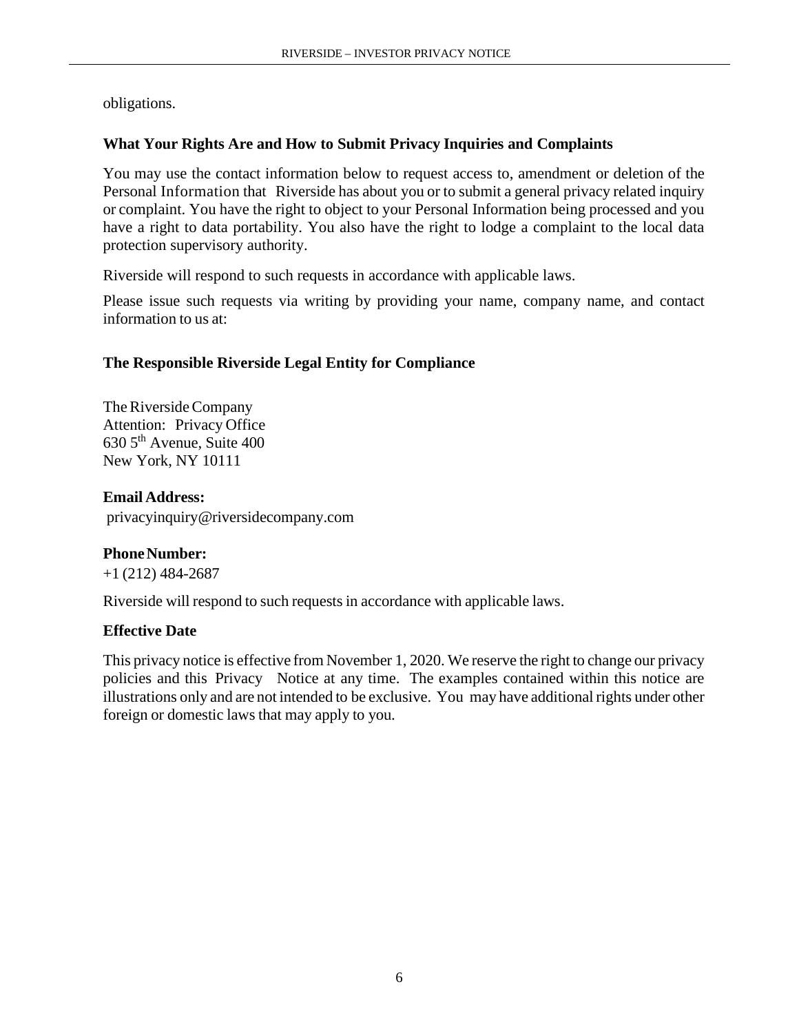obligations.

### What Your Rights Are and How to Submit Privacy Inquiries and Complaints

You may use the contact information below to request access to, amendment or deletion of the Personal Information that Riverside has about you or to submit a general privacy related inquiry or complaint. You have the right to object to your Personal Information being processed and you have a right to data portability. You also have the right to lodge a complaint to the local data protection supervisory authority.

Riverside will respond to such requests in accordance with applicable laws.

Please issue such requests via writing by providing your name, company name, and contact information to us at:

### The Responsible Riverside Legal Entity for Compliance

The Riverside Company
Attention: Privacy Office
630 5th Avenue, Suite 400
New York, NY 10111

**Email Address:**
privacyinquiry@riversidecompany.com

**Phone Number:**
+1 (212) 484-2687

Riverside will respond to such requests in accordance with applicable laws.

### Effective Date

This privacy notice is effective from November 1, 2020. We reserve the right to change our privacy policies and this Privacy Notice at any time. The examples contained within this notice are illustrations only and are not intended to be exclusive. You may have additional rights under other foreign or domestic laws that may apply to you.